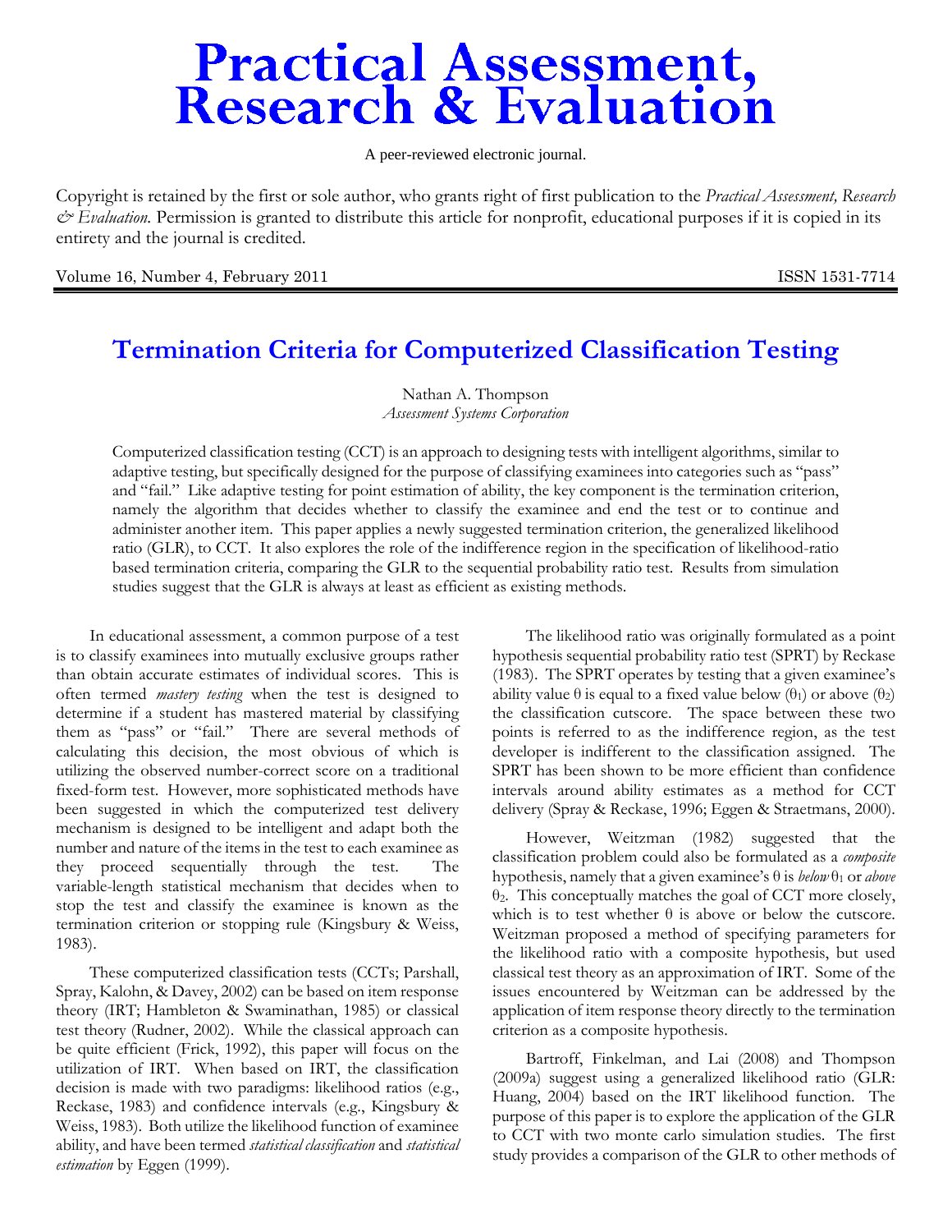# Practical Assessment, Research & Evaluation

A peer-reviewed electronic journal.

Copyright is retained by the first or sole author, who grants right of first publication to the *Practical Assessment, Research & Evaluation.* Permission is granted to distribute this article for nonprofit, educational purposes if it is copied in its entirety and the journal is credited.

Volume 16, Number 4, February 2011 ISSN 1531-7714

## Termination Criteria for Computerized Classification Testing

Nathan A. Thompson
*Assessment Systems Corporation*

Computerized classification testing (CCT) is an approach to designing tests with intelligent algorithms, similar to adaptive testing, but specifically designed for the purpose of classifying examinees into categories such as "pass" and "fail." Like adaptive testing for point estimation of ability, the key component is the termination criterion, namely the algorithm that decides whether to classify the examinee and end the test or to continue and administer another item. This paper applies a newly suggested termination criterion, the generalized likelihood ratio (GLR), to CCT. It also explores the role of the indifference region in the specification of likelihood-ratio based termination criteria, comparing the GLR to the sequential probability ratio test. Results from simulation studies suggest that the GLR is always at least as efficient as existing methods.

In educational assessment, a common purpose of a test is to classify examinees into mutually exclusive groups rather than obtain accurate estimates of individual scores. This is often termed *mastery testing* when the test is designed to determine if a student has mastered material by classifying them as "pass" or "fail." There are several methods of calculating this decision, the most obvious of which is utilizing the observed number-correct score on a traditional fixed-form test. However, more sophisticated methods have been suggested in which the computerized test delivery mechanism is designed to be intelligent and adapt both the number and nature of the items in the test to each examinee as they proceed sequentially through the test. The variable-length statistical mechanism that decides when to stop the test and classify the examinee is known as the termination criterion or stopping rule (Kingsbury & Weiss, 1983).

These computerized classification tests (CCTs; Parshall, Spray, Kalohn, & Davey, 2002) can be based on item response theory (IRT; Hambleton & Swaminathan, 1985) or classical test theory (Rudner, 2002). While the classical approach can be quite efficient (Frick, 1992), this paper will focus on the utilization of IRT. When based on IRT, the classification decision is made with two paradigms: likelihood ratios (e.g., Reckase, 1983) and confidence intervals (e.g., Kingsbury & Weiss, 1983). Both utilize the likelihood function of examinee ability, and have been termed *statistical classification* and *statistical estimation* by Eggen (1999).

The likelihood ratio was originally formulated as a point hypothesis sequential probability ratio test (SPRT) by Reckase (1983). The SPRT operates by testing that a given examinee's ability value $\theta$ is equal to a fixed value below ($\theta_1$) or above ($\theta_2$) the classification cutscore. The space between these two points is referred to as the indifference region, as the test developer is indifferent to the classification assigned. The SPRT has been shown to be more efficient than confidence intervals around ability estimates as a method for CCT delivery (Spray & Reckase, 1996; Eggen & Straetmans, 2000).

However, Weitzman (1982) suggested that the classification problem could also be formulated as a *composite* hypothesis, namely that a given examinee's $\theta$ is *below* $\theta_1$ or *above* $\theta_2$. This conceptually matches the goal of CCT more closely, which is to test whether $\theta$ is above or below the cutscore. Weitzman proposed a method of specifying parameters for the likelihood ratio with a composite hypothesis, but used classical test theory as an approximation of IRT. Some of the issues encountered by Weitzman can be addressed by the application of item response theory directly to the termination criterion as a composite hypothesis.

Bartroff, Finkelman, and Lai (2008) and Thompson (2009a) suggest using a generalized likelihood ratio (GLR: Huang, 2004) based on the IRT likelihood function. The purpose of this paper is to explore the application of the GLR to CCT with two monte carlo simulation studies. The first study provides a comparison of the GLR to other methods of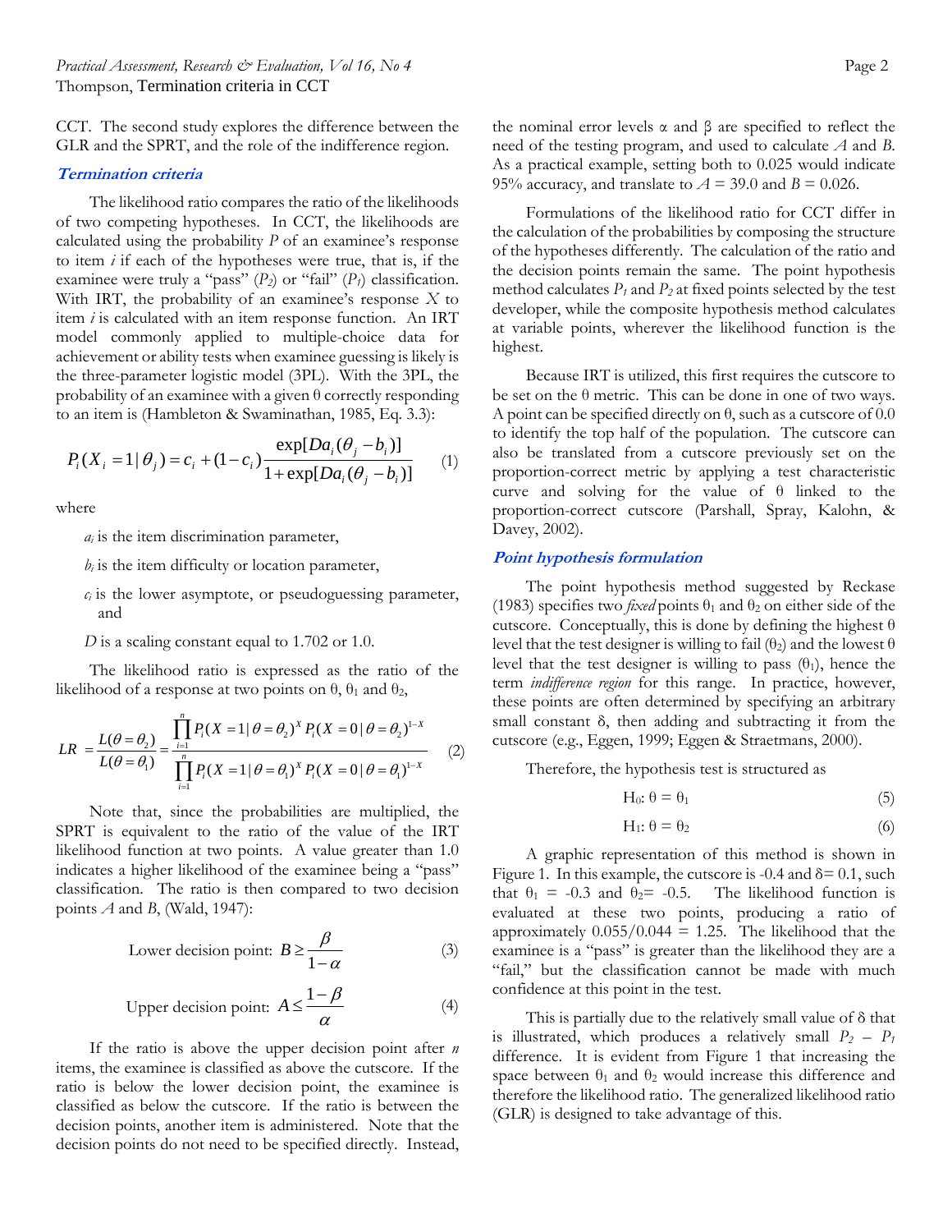CCT. The second study explores the difference between the GLR and the SPRT, and the role of the indifference region.

## Termination criteria

The likelihood ratio compares the ratio of the likelihoods of two competing hypotheses. In CCT, the likelihoods are calculated using the probability $P$ of an examinee's response to item $i$ if each of the hypotheses were true, that is, if the examinee were truly a "pass" ($P_2$) or "fail" ($P_1$) classification. With IRT, the probability of an examinee's response $X$ to item $i$ is calculated with an item response function. An IRT model commonly applied to multiple-choice data for achievement or ability tests when examinee guessing is likely is the three-parameter logistic model (3PL). With the 3PL, the probability of an examinee with a given θ correctly responding to an item is (Hambleton & Swaminathan, 1985, Eq. 3.3):

$$P_i(X_i = 1 \mid \theta_j) = c_i + (1 - c_i)\frac{\exp[Da_i(\theta_j - b_i)]}{1 + \exp[Da_i(\theta_j - b_i)]} \quad (1)$$

where

$a_i$ is the item discrimination parameter,

$b_i$ is the item difficulty or location parameter,

$c_i$ is the lower asymptote, or pseudoguessing parameter, and

$D$ is a scaling constant equal to 1.702 or 1.0.

The likelihood ratio is expressed as the ratio of the likelihood of a response at two points on θ, $\theta_1$ and $\theta_2$,

$$LR = \frac{L(\theta = \theta_2)}{L(\theta = \theta_1)} = \frac{\prod_{i=1}^{n} P_i(X = 1 \mid \theta = \theta_2)^X P_i(X = 0 \mid \theta = \theta_2)^{1-X}}{\prod_{i=1}^{n} P_i(X = 1 \mid \theta = \theta_1)^X P_i(X = 0 \mid \theta = \theta_1)^{1-X}} \quad (2)$$

Note that, since the probabilities are multiplied, the SPRT is equivalent to the ratio of the value of the IRT likelihood function at two points. A value greater than 1.0 indicates a higher likelihood of the examinee being a "pass" classification. The ratio is then compared to two decision points $A$ and $B$, (Wald, 1947):

$$\text{Lower decision point: } B \geq \frac{\beta}{1-\alpha} \quad (3)$$

$$\text{Upper decision point: } A \leq \frac{1-\beta}{\alpha} \quad (4)$$

If the ratio is above the upper decision point after $n$ items, the examinee is classified as above the cutscore. If the ratio is below the lower decision point, the examinee is classified as below the cutscore. If the ratio is between the decision points, another item is administered. Note that the decision points do not need to be specified directly. Instead, the nominal error levels α and β are specified to reflect the need of the testing program, and used to calculate $A$ and $B$. As a practical example, setting both to 0.025 would indicate 95% accuracy, and translate to $A$ = 39.0 and $B$ = 0.026.

Formulations of the likelihood ratio for CCT differ in the calculation of the probabilities by composing the structure of the hypotheses differently. The calculation of the ratio and the decision points remain the same. The point hypothesis method calculates $P_1$ and $P_2$ at fixed points selected by the test developer, while the composite hypothesis method calculates at variable points, wherever the likelihood function is the highest.

Because IRT is utilized, this first requires the cutscore to be set on the θ metric. This can be done in one of two ways. A point can be specified directly on θ, such as a cutscore of 0.0 to identify the top half of the population. The cutscore can also be translated from a cutscore previously set on the proportion-correct metric by applying a test characteristic curve and solving for the value of θ linked to the proportion-correct cutscore (Parshall, Spray, Kalohn, & Davey, 2002).

## Point hypothesis formulation

The point hypothesis method suggested by Reckase (1983) specifies two *fixed* points $\theta_1$ and $\theta_2$ on either side of the cutscore. Conceptually, this is done by defining the highest θ level that the test designer is willing to fail ($\theta_2$) and the lowest θ level that the test designer is willing to pass ($\theta_1$), hence the term *indifference region* for this range. In practice, however, these points are often determined by specifying an arbitrary small constant δ, then adding and subtracting it from the cutscore (e.g., Eggen, 1999; Eggen & Straetmans, 2000).

Therefore, the hypothesis test is structured as

$$H_0: \theta = \theta_1 \quad (5)$$

$$H_1: \theta = \theta_2 \quad (6)$$

A graphic representation of this method is shown in Figure 1. In this example, the cutscore is -0.4 and δ= 0.1, such that $\theta_1$ = -0.3 and $\theta_2$= -0.5. The likelihood function is evaluated at these two points, producing a ratio of approximately 0.055/0.044 = 1.25. The likelihood that the examinee is a "pass" is greater than the likelihood they are a "fail," but the classification cannot be made with much confidence at this point in the test.

This is partially due to the relatively small value of δ that is illustrated, which produces a relatively small $P_2 - P_1$ difference. It is evident from Figure 1 that increasing the space between $\theta_1$ and $\theta_2$ would increase this difference and therefore the likelihood ratio. The generalized likelihood ratio (GLR) is designed to take advantage of this.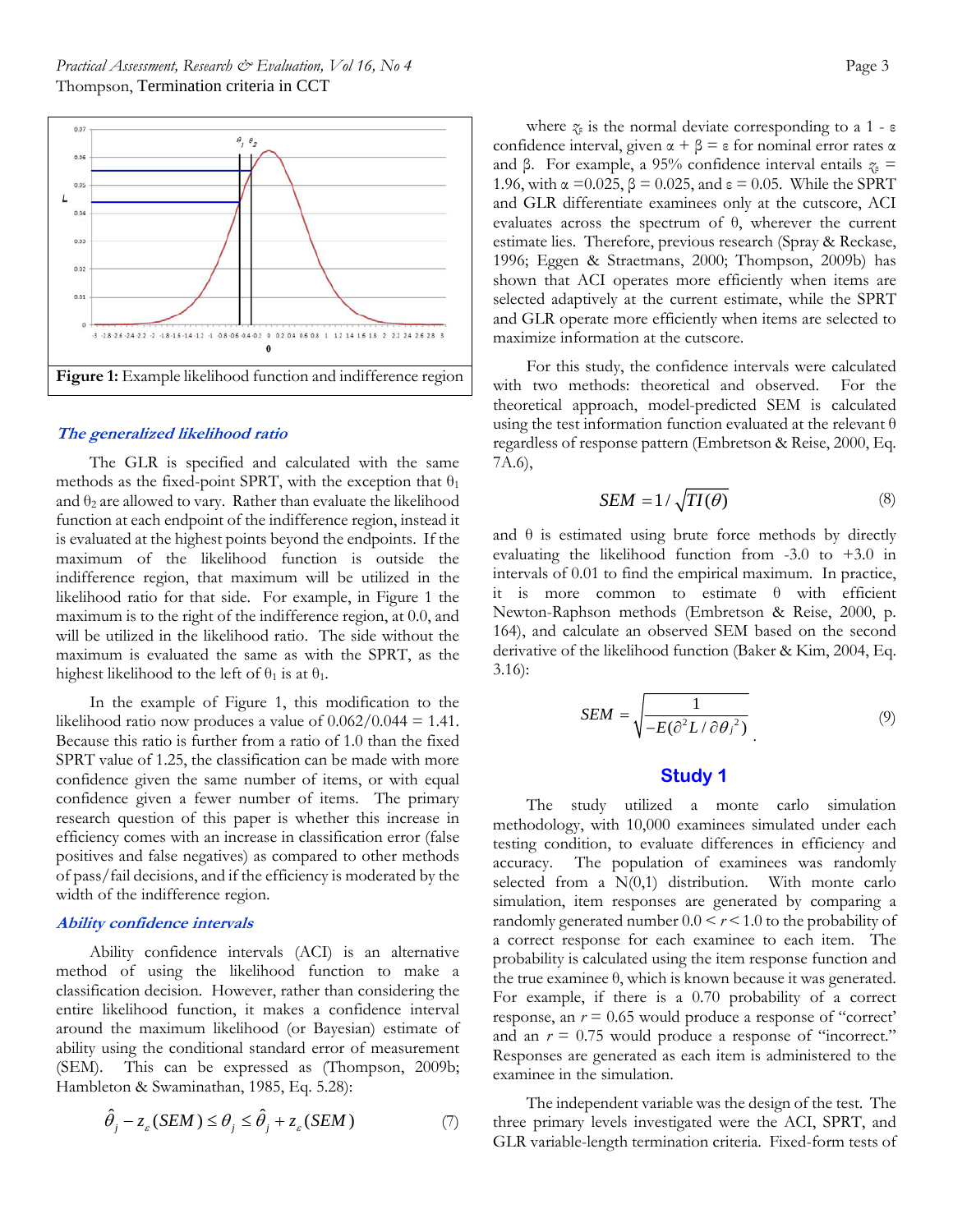Figure 1: Example likelihood function and indifference region

### *The generalized likelihood ratio*

The GLR is specified and calculated with the same methods as the fixed-point SPRT, with the exception that $\theta_1$ and $\theta_2$ are allowed to vary. Rather than evaluate the likelihood function at each endpoint of the indifference region, instead it is evaluated at the highest points beyond the endpoints. If the maximum of the likelihood function is outside the indifference region, that maximum will be utilized in the likelihood ratio for that side. For example, in Figure 1 the maximum is to the right of the indifference region, at 0.0, and will be utilized in the likelihood ratio. The side without the maximum is evaluated the same as with the SPRT, as the highest likelihood to the left of $\theta_1$ is at $\theta_1$.

In the example of Figure 1, this modification to the likelihood ratio now produces a value of 0.062/0.044 = 1.41. Because this ratio is further from a ratio of 1.0 than the fixed SPRT value of 1.25, the classification can be made with more confidence given the same number of items, or with equal confidence given a fewer number of items. The primary research question of this paper is whether this increase in efficiency comes with an increase in classification error (false positives and false negatives) as compared to other methods of pass/fail decisions, and if the efficiency is moderated by the width of the indifference region.

### *Ability confidence intervals*

Ability confidence intervals (ACI) is an alternative method of using the likelihood function to make a classification decision. However, rather than considering the entire likelihood function, it makes a confidence interval around the maximum likelihood (or Bayesian) estimate of ability using the conditional standard error of measurement (SEM). This can be expressed as (Thompson, 2009b; Hambleton & Swaminathan, 1985, Eq. 5.28):

$$\hat{\theta}_j - z_\varepsilon(SEM) \le \theta_j \le \hat{\theta}_j + z_\varepsilon(SEM) \qquad (7)$$

where $z_\varepsilon$ is the normal deviate corresponding to a 1 - ε confidence interval, given α + β = ε for nominal error rates α and β. For example, a 95% confidence interval entails $z_\varepsilon$ = 1.96, with α =0.025, β = 0.025, and ε = 0.05. While the SPRT and GLR differentiate examinees only at the cutscore, ACI evaluates across the spectrum of θ, wherever the current estimate lies. Therefore, previous research (Spray & Reckase, 1996; Eggen & Straetmans, 2000; Thompson, 2009b) has shown that ACI operates more efficiently when items are selected adaptively at the current estimate, while the SPRT and GLR operate more efficiently when items are selected to maximize information at the cutscore.

For this study, the confidence intervals were calculated with two methods: theoretical and observed. For the theoretical approach, model-predicted SEM is calculated using the test information function evaluated at the relevant θ regardless of response pattern (Embretson & Reise, 2000, Eq. 7A.6),

$$SEM = 1/\sqrt{TI(\theta)} \qquad (8)$$

and θ is estimated using brute force methods by directly evaluating the likelihood function from -3.0 to +3.0 in intervals of 0.01 to find the empirical maximum. In practice, it is more common to estimate θ with efficient Newton-Raphson methods (Embretson & Reise, 2000, p. 164), and calculate an observed SEM based on the second derivative of the likelihood function (Baker & Kim, 2004, Eq. 3.16):

$$SEM = \sqrt{\frac{1}{-E(\partial^2 L/\partial\theta_j^2)}}. \qquad (9)$$

## Study 1

The study utilized a monte carlo simulation methodology, with 10,000 examinees simulated under each testing condition, to evaluate differences in efficiency and accuracy. The population of examinees was randomly selected from a N(0,1) distribution. With monte carlo simulation, item responses are generated by comparing a randomly generated number 0.0 < *r* < 1.0 to the probability of a correct response for each examinee to each item. The probability is calculated using the item response function and the true examinee θ, which is known because it was generated. For example, if there is a 0.70 probability of a correct response, an *r* = 0.65 would produce a response of "correct" and an *r* = 0.75 would produce a response of "incorrect." Responses are generated as each item is administered to the examinee in the simulation.

The independent variable was the design of the test. The three primary levels investigated were the ACI, SPRT, and GLR variable-length termination criteria. Fixed-form tests of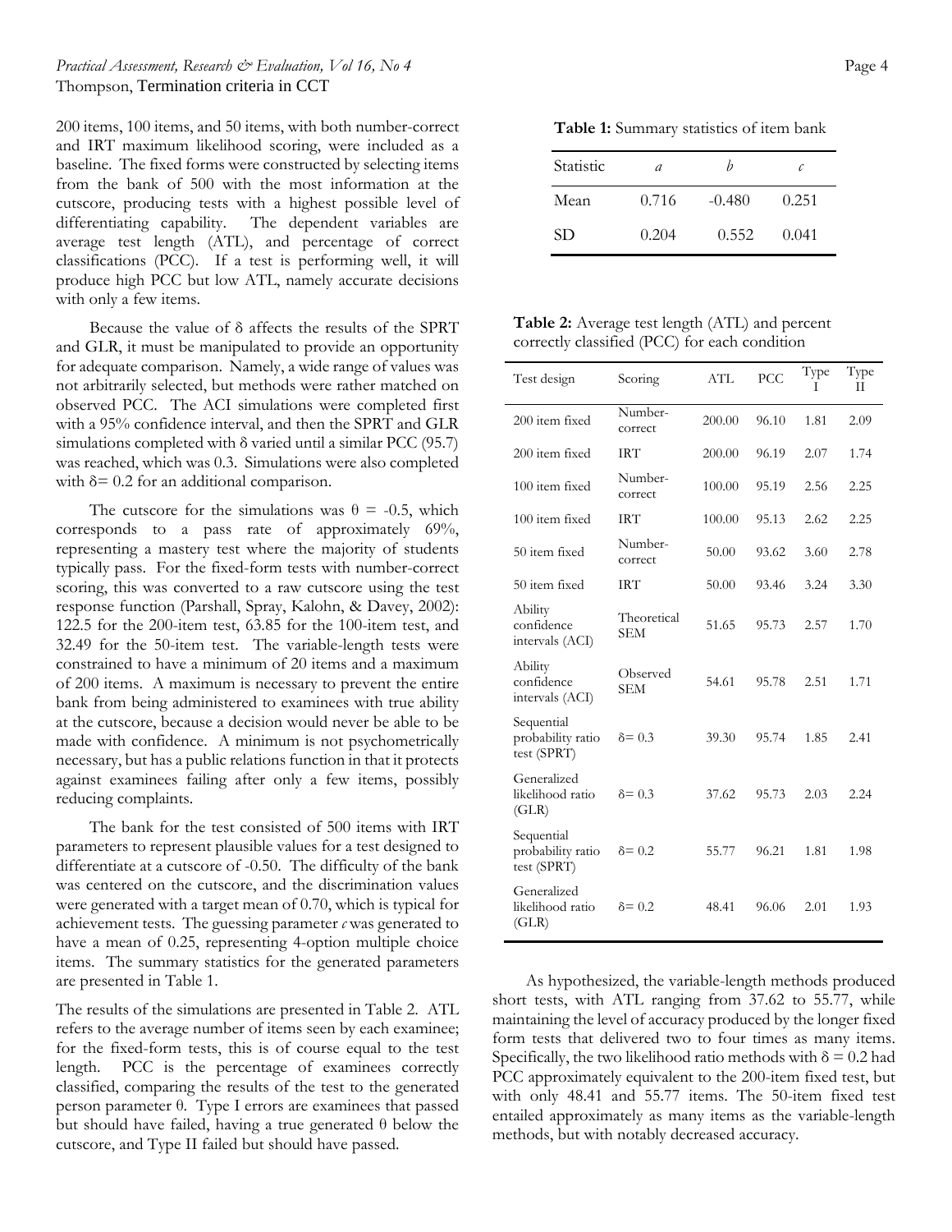200 items, 100 items, and 50 items, with both number-correct and IRT maximum likelihood scoring, were included as a baseline. The fixed forms were constructed by selecting items from the bank of 500 with the most information at the cutscore, producing tests with a highest possible level of differentiating capability. The dependent variables are average test length (ATL), and percentage of correct classifications (PCC). If a test is performing well, it will produce high PCC but low ATL, namely accurate decisions with only a few items.

Because the value of $\delta$ affects the results of the SPRT and GLR, it must be manipulated to provide an opportunity for adequate comparison. Namely, a wide range of values was not arbitrarily selected, but methods were rather matched on observed PCC. The ACI simulations were completed first with a 95% confidence interval, and then the SPRT and GLR simulations completed with $\delta$ varied until a similar PCC (95.7) was reached, which was 0.3. Simulations were also completed with $\delta = 0.2$ for an additional comparison.

The cutscore for the simulations was $\theta = -0.5$, which corresponds to a pass rate of approximately 69%, representing a mastery test where the majority of students typically pass. For the fixed-form tests with number-correct scoring, this was converted to a raw cutscore using the test response function (Parshall, Spray, Kalohn, & Davey, 2002): 122.5 for the 200-item test, 63.85 for the 100-item test, and 32.49 for the 50-item test. The variable-length tests were constrained to have a minimum of 20 items and a maximum of 200 items. A maximum is necessary to prevent the entire bank from being administered to examinees with true ability at the cutscore, because a decision would never be able to be made with confidence. A minimum is not psychometrically necessary, but has a public relations function in that it protects against examinees failing after only a few items, possibly reducing complaints.

The bank for the test consisted of 500 items with IRT parameters to represent plausible values for a test designed to differentiate at a cutscore of -0.50. The difficulty of the bank was centered on the cutscore, and the discrimination values were generated with a target mean of 0.70, which is typical for achievement tests. The guessing parameter *c* was generated to have a mean of 0.25, representing 4-option multiple choice items. The summary statistics for the generated parameters are presented in Table 1.

**Table 1:** Summary statistics of item bank

| Statistic | *a* | *b* | *c* |
|---|---|---|---|
| Mean | 0.716 | -0.480 | 0.251 |
| SD | 0.204 | 0.552 | 0.041 |

The results of the simulations are presented in Table 2. ATL refers to the average number of items seen by each examinee; for the fixed-form tests, this is of course equal to the test length. PCC is the percentage of examinees correctly classified, comparing the results of the test to the generated person parameter $\theta$. Type I errors are examinees that passed but should have failed, having a true generated $\theta$ below the cutscore, and Type II failed but should have passed.

**Table 2:** Average test length (ATL) and percent correctly classified (PCC) for each condition

| Test design | Scoring | ATL | PCC | Type I | Type II |
|---|---|---|---|---|---|
| 200 item fixed | Number-correct | 200.00 | 96.10 | 1.81 | 2.09 |
| 200 item fixed | IRT | 200.00 | 96.19 | 2.07 | 1.74 |
| 100 item fixed | Number-correct | 100.00 | 95.19 | 2.56 | 2.25 |
| 100 item fixed | IRT | 100.00 | 95.13 | 2.62 | 2.25 |
| 50 item fixed | Number-correct | 50.00 | 93.62 | 3.60 | 2.78 |
| 50 item fixed | IRT | 50.00 | 93.46 | 3.24 | 3.30 |
| Ability confidence intervals (ACI) | Theoretical SEM | 51.65 | 95.73 | 2.57 | 1.70 |
| Ability confidence intervals (ACI) | Observed SEM | 54.61 | 95.78 | 2.51 | 1.71 |
| Sequential probability ratio test (SPRT) | $\delta = 0.3$ | 39.30 | 95.74 | 1.85 | 2.41 |
| Generalized likelihood ratio (GLR) | $\delta = 0.3$ | 37.62 | 95.73 | 2.03 | 2.24 |
| Sequential probability ratio test (SPRT) | $\delta = 0.2$ | 55.77 | 96.21 | 1.81 | 1.98 |
| Generalized likelihood ratio (GLR) | $\delta = 0.2$ | 48.41 | 96.06 | 2.01 | 1.93 |

As hypothesized, the variable-length methods produced short tests, with ATL ranging from 37.62 to 55.77, while maintaining the level of accuracy produced by the longer fixed form tests that delivered two to four times as many items. Specifically, the two likelihood ratio methods with $\delta = 0.2$ had PCC approximately equivalent to the 200-item fixed test, but with only 48.41 and 55.77 items. The 50-item fixed test entailed approximately as many items as the variable-length methods, but with notably decreased accuracy.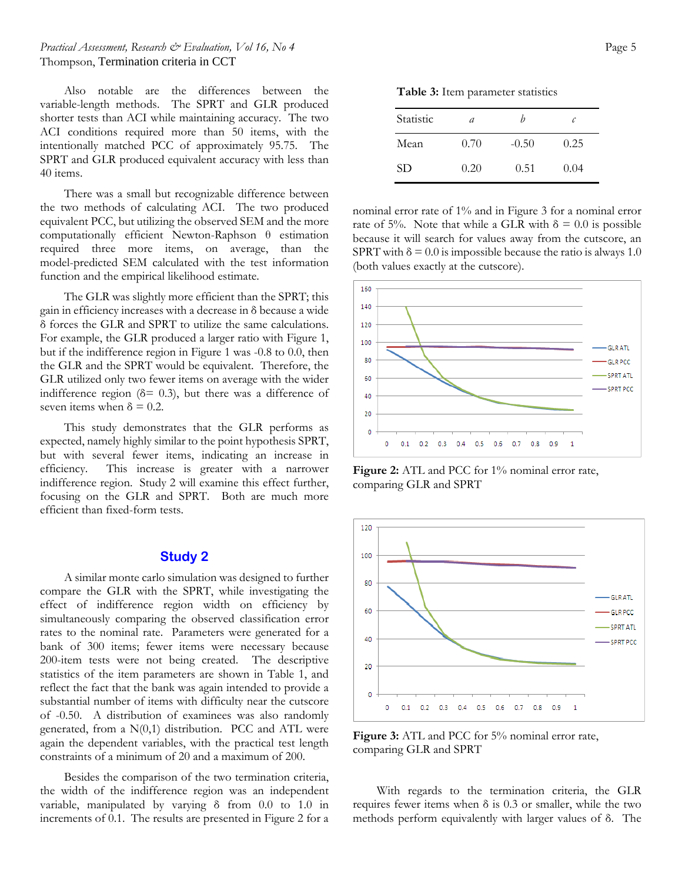Also notable are the differences between the variable-length methods. The SPRT and GLR produced shorter tests than ACI while maintaining accuracy. The two ACI conditions required more than 50 items, with the intentionally matched PCC of approximately 95.75. The SPRT and GLR produced equivalent accuracy with less than 40 items.

There was a small but recognizable difference between the two methods of calculating ACI. The two produced equivalent PCC, but utilizing the observed SEM and the more computationally efficient Newton-Raphson θ estimation required three more items, on average, than the model-predicted SEM calculated with the test information function and the empirical likelihood estimate.

The GLR was slightly more efficient than the SPRT; this gain in efficiency increases with a decrease in δ because a wide δ forces the GLR and SPRT to utilize the same calculations. For example, the GLR produced a larger ratio with Figure 1, but if the indifference region in Figure 1 was -0.8 to 0.0, then the GLR and the SPRT would be equivalent. Therefore, the GLR utilized only two fewer items on average with the wider indifference region (δ= 0.3), but there was a difference of seven items when δ = 0.2.

This study demonstrates that the GLR performs as expected, namely highly similar to the point hypothesis SPRT, but with several fewer items, indicating an increase in efficiency. This increase is greater with a narrower indifference region. Study 2 will examine this effect further, focusing on the GLR and SPRT. Both are much more efficient than fixed-form tests.

## Study 2

A similar monte carlo simulation was designed to further compare the GLR with the SPRT, while investigating the effect of indifference region width on efficiency by simultaneously comparing the observed classification error rates to the nominal rate. Parameters were generated for a bank of 300 items; fewer items were necessary because 200-item tests were not being created. The descriptive statistics of the item parameters are shown in Table 1, and reflect the fact that the bank was again intended to provide a substantial number of items with difficulty near the cutscore of -0.50. A distribution of examinees was also randomly generated, from a N(0,1) distribution. PCC and ATL were again the dependent variables, with the practical test length constraints of a minimum of 20 and a maximum of 200.

Besides the comparison of the two termination criteria, the width of the indifference region was an independent variable, manipulated by varying δ from 0.0 to 1.0 in increments of 0.1. The results are presented in Figure 2 for a nominal error rate of 1% and in Figure 3 for a nominal error rate of 5%. Note that while a GLR with δ = 0.0 is possible because it will search for values away from the cutscore, an SPRT with δ = 0.0 is impossible because the ratio is always 1.0 (both values exactly at the cutscore).

**Table 3:** Item parameter statistics

| Statistic | *a* | *b* | *c* |
|---|---|---|---|
| Mean | 0.70 | -0.50 | 0.25 |
| SD | 0.20 | 0.51 | 0.04 |

**Figure 2:** ATL and PCC for 1% nominal error rate, comparing GLR and SPRT

**Figure 3:** ATL and PCC for 5% nominal error rate, comparing GLR and SPRT

With regards to the termination criteria, the GLR requires fewer items when δ is 0.3 or smaller, while the two methods perform equivalently with larger values of δ. The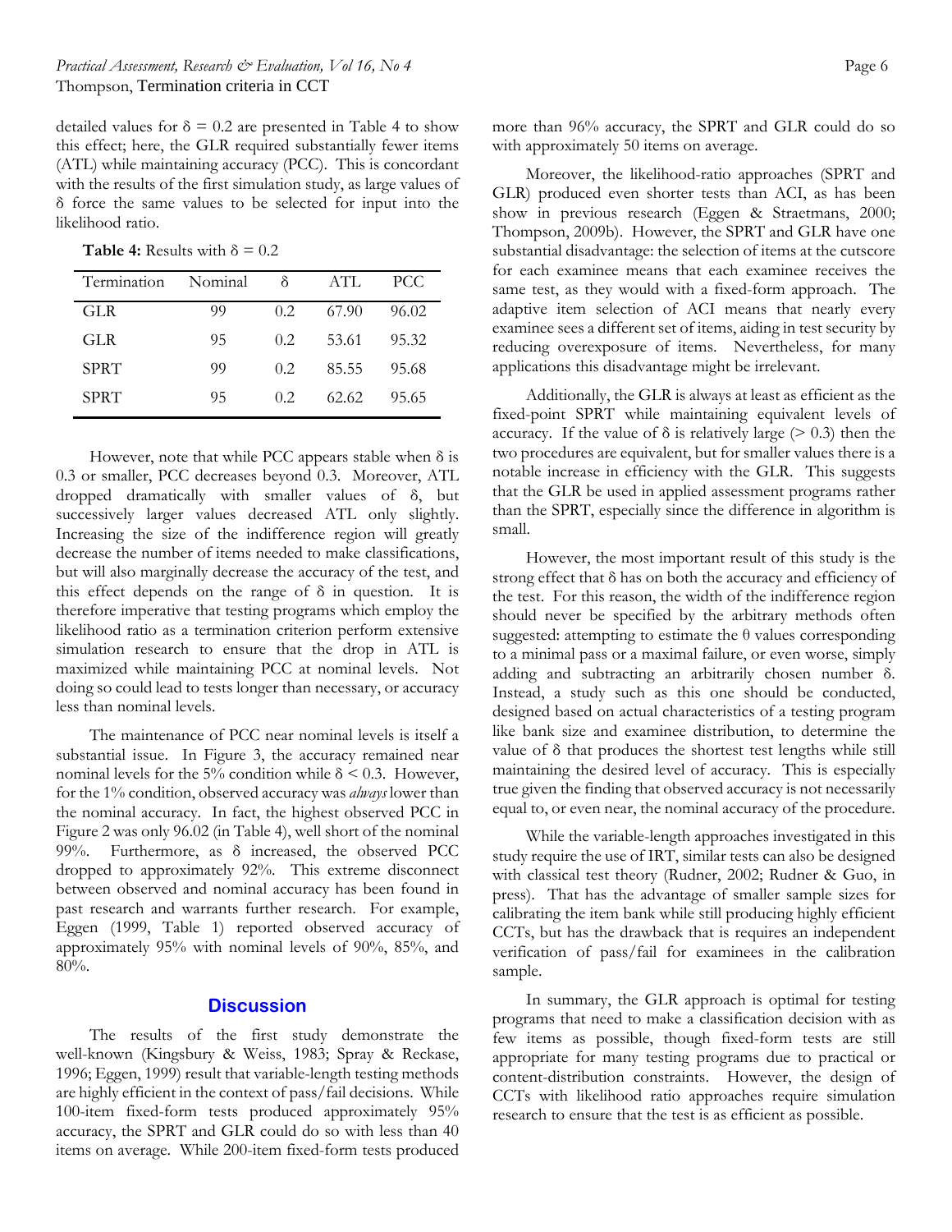detailed values for $\delta = 0.2$ are presented in Table 4 to show this effect; here, the GLR required substantially fewer items (ATL) while maintaining accuracy (PCC). This is concordant with the results of the first simulation study, as large values of $\delta$ force the same values to be selected for input into the likelihood ratio.

**Table 4:** Results with $\delta = 0.2$

| Termination | Nominal | $\delta$ | ATL | PCC |
|---|---|---|---|---|
| GLR | 99 | 0.2 | 67.90 | 96.02 |
| GLR | 95 | 0.2 | 53.61 | 95.32 |
| SPRT | 99 | 0.2 | 85.55 | 95.68 |
| SPRT | 95 | 0.2 | 62.62 | 95.65 |

However, note that while PCC appears stable when $\delta$ is 0.3 or smaller, PCC decreases beyond 0.3. Moreover, ATL dropped dramatically with smaller values of $\delta$, but successively larger values decreased ATL only slightly. Increasing the size of the indifference region will greatly decrease the number of items needed to make classifications, but will also marginally decrease the accuracy of the test, and this effect depends on the range of $\delta$ in question. It is therefore imperative that testing programs which employ the likelihood ratio as a termination criterion perform extensive simulation research to ensure that the drop in ATL is maximized while maintaining PCC at nominal levels. Not doing so could lead to tests longer than necessary, or accuracy less than nominal levels.

The maintenance of PCC near nominal levels is itself a substantial issue. In Figure 3, the accuracy remained near nominal levels for the 5% condition while $\delta < 0.3$. However, for the 1% condition, observed accuracy was *always* lower than the nominal accuracy. In fact, the highest observed PCC in Figure 2 was only 96.02 (in Table 4), well short of the nominal 99%. Furthermore, as $\delta$ increased, the observed PCC dropped to approximately 92%. This extreme disconnect between observed and nominal accuracy has been found in past research and warrants further research. For example, Eggen (1999, Table 1) reported observed accuracy of approximately 95% with nominal levels of 90%, 85%, and 80%.

## Discussion

The results of the first study demonstrate the well-known (Kingsbury & Weiss, 1983; Spray & Reckase, 1996; Eggen, 1999) result that variable-length testing methods are highly efficient in the context of pass/fail decisions. While 100-item fixed-form tests produced approximately 95% accuracy, the SPRT and GLR could do so with less than 40 items on average. While 200-item fixed-form tests produced more than 96% accuracy, the SPRT and GLR could do so with approximately 50 items on average.

Moreover, the likelihood-ratio approaches (SPRT and GLR) produced even shorter tests than ACI, as has been show in previous research (Eggen & Straetmans, 2000; Thompson, 2009b). However, the SPRT and GLR have one substantial disadvantage: the selection of items at the cutscore for each examinee means that each examinee receives the same test, as they would with a fixed-form approach. The adaptive item selection of ACI means that nearly every examinee sees a different set of items, aiding in test security by reducing overexposure of items. Nevertheless, for many applications this disadvantage might be irrelevant.

Additionally, the GLR is always at least as efficient as the fixed-point SPRT while maintaining equivalent levels of accuracy. If the value of $\delta$ is relatively large ($> 0.3$) then the two procedures are equivalent, but for smaller values there is a notable increase in efficiency with the GLR. This suggests that the GLR be used in applied assessment programs rather than the SPRT, especially since the difference in algorithm is small.

However, the most important result of this study is the strong effect that $\delta$ has on both the accuracy and efficiency of the test. For this reason, the width of the indifference region should never be specified by the arbitrary methods often suggested: attempting to estimate the $\theta$ values corresponding to a minimal pass or a maximal failure, or even worse, simply adding and subtracting an arbitrarily chosen number $\delta$. Instead, a study such as this one should be conducted, designed based on actual characteristics of a testing program like bank size and examinee distribution, to determine the value of $\delta$ that produces the shortest test lengths while still maintaining the desired level of accuracy. This is especially true given the finding that observed accuracy is not necessarily equal to, or even near, the nominal accuracy of the procedure.

While the variable-length approaches investigated in this study require the use of IRT, similar tests can also be designed with classical test theory (Rudner, 2002; Rudner & Guo, in press). That has the advantage of smaller sample sizes for calibrating the item bank while still producing highly efficient CCTs, but has the drawback that is requires an independent verification of pass/fail for examinees in the calibration sample.

In summary, the GLR approach is optimal for testing programs that need to make a classification decision with as few items as possible, though fixed-form tests are still appropriate for many testing programs due to practical or content-distribution constraints. However, the design of CCTs with likelihood ratio approaches require simulation research to ensure that the test is as efficient as possible.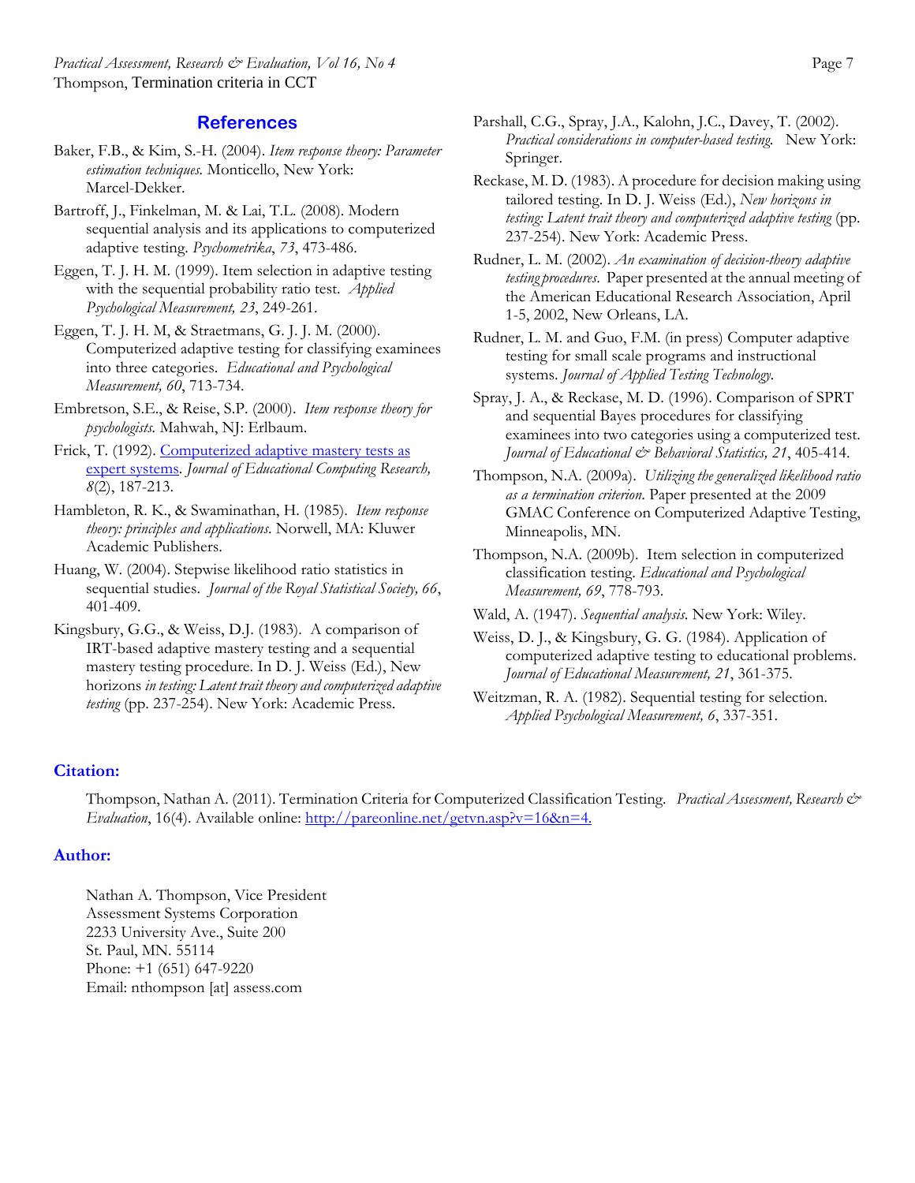## References

Baker, F.B., & Kim, S.-H. (2004). *Item response theory: Parameter estimation techniques.* Monticello, New York: Marcel-Dekker.

Bartroff, J., Finkelman, M. & Lai, T.L. (2008). Modern sequential analysis and its applications to computerized adaptive testing. *Psychometrika*, *73*, 473-486.

Eggen, T. J. H. M. (1999). Item selection in adaptive testing with the sequential probability ratio test. *Applied Psychological Measurement, 23*, 249-261.

Eggen, T. J. H. M, & Straetmans, G. J. J. M. (2000). Computerized adaptive testing for classifying examinees into three categories. *Educational and Psychological Measurement, 60*, 713-734.

Embretson, S.E., & Reise, S.P. (2000). *Item response theory for psychologists.* Mahwah, NJ: Erlbaum.

Frick, T. (1992). [Computerized adaptive mastery tests as expert systems](). *Journal of Educational Computing Research, 8*(2), 187-213.

Hambleton, R. K., & Swaminathan, H. (1985). *Item response theory: principles and applications.* Norwell, MA: Kluwer Academic Publishers.

Huang, W. (2004). Stepwise likelihood ratio statistics in sequential studies. *Journal of the Royal Statistical Society, 66*, 401-409.

Kingsbury, G.G., & Weiss, D.J. (1983). A comparison of IRT-based adaptive mastery testing and a sequential mastery testing procedure. In D. J. Weiss (Ed.), New horizons *in testing: Latent trait theory and computerized adaptive testing* (pp. 237-254). New York: Academic Press.

Parshall, C.G., Spray, J.A., Kalohn, J.C., Davey, T. (2002). *Practical considerations in computer-based testing.* New York: Springer.

Reckase, M. D. (1983). A procedure for decision making using tailored testing. In D. J. Weiss (Ed.), *New horizons in testing: Latent trait theory and computerized adaptive testing* (pp. 237-254). New York: Academic Press.

Rudner, L. M. (2002). *An examination of decision-theory adaptive testing procedures.* Paper presented at the annual meeting of the American Educational Research Association, April 1-5, 2002, New Orleans, LA.

Rudner, L. M. and Guo, F.M. (in press) Computer adaptive testing for small scale programs and instructional systems. *Journal of Applied Testing Technology.*

Spray, J. A., & Reckase, M. D. (1996). Comparison of SPRT and sequential Bayes procedures for classifying examinees into two categories using a computerized test. *Journal of Educational & Behavioral Statistics, 21*, 405-414.

Thompson, N.A. (2009a). *Utilizing the generalized likelihood ratio as a termination criterion.* Paper presented at the 2009 GMAC Conference on Computerized Adaptive Testing, Minneapolis, MN.

Thompson, N.A. (2009b). Item selection in computerized classification testing. *Educational and Psychological Measurement, 69*, 778-793.

Wald, A. (1947). *Sequential analysis.* New York: Wiley.

Weiss, D. J., & Kingsbury, G. G. (1984). Application of computerized adaptive testing to educational problems. *Journal of Educational Measurement, 21*, 361-375.

Weitzman, R. A. (1982). Sequential testing for selection. *Applied Psychological Measurement, 6*, 337-351.

### Citation:

Thompson, Nathan A. (2011). Termination Criteria for Computerized Classification Testing. *Practical Assessment, Research & Evaluation*, 16(4). Available online: [http://pareonline.net/getvn.asp?v=16&n=4.](http://pareonline.net/getvn.asp?v=16&n=4)

### Author:

Nathan A. Thompson, Vice President
Assessment Systems Corporation
2233 University Ave., Suite 200
St. Paul, MN. 55114
Phone: +1 (651) 647-9220
Email: nthompson [at] assess.com